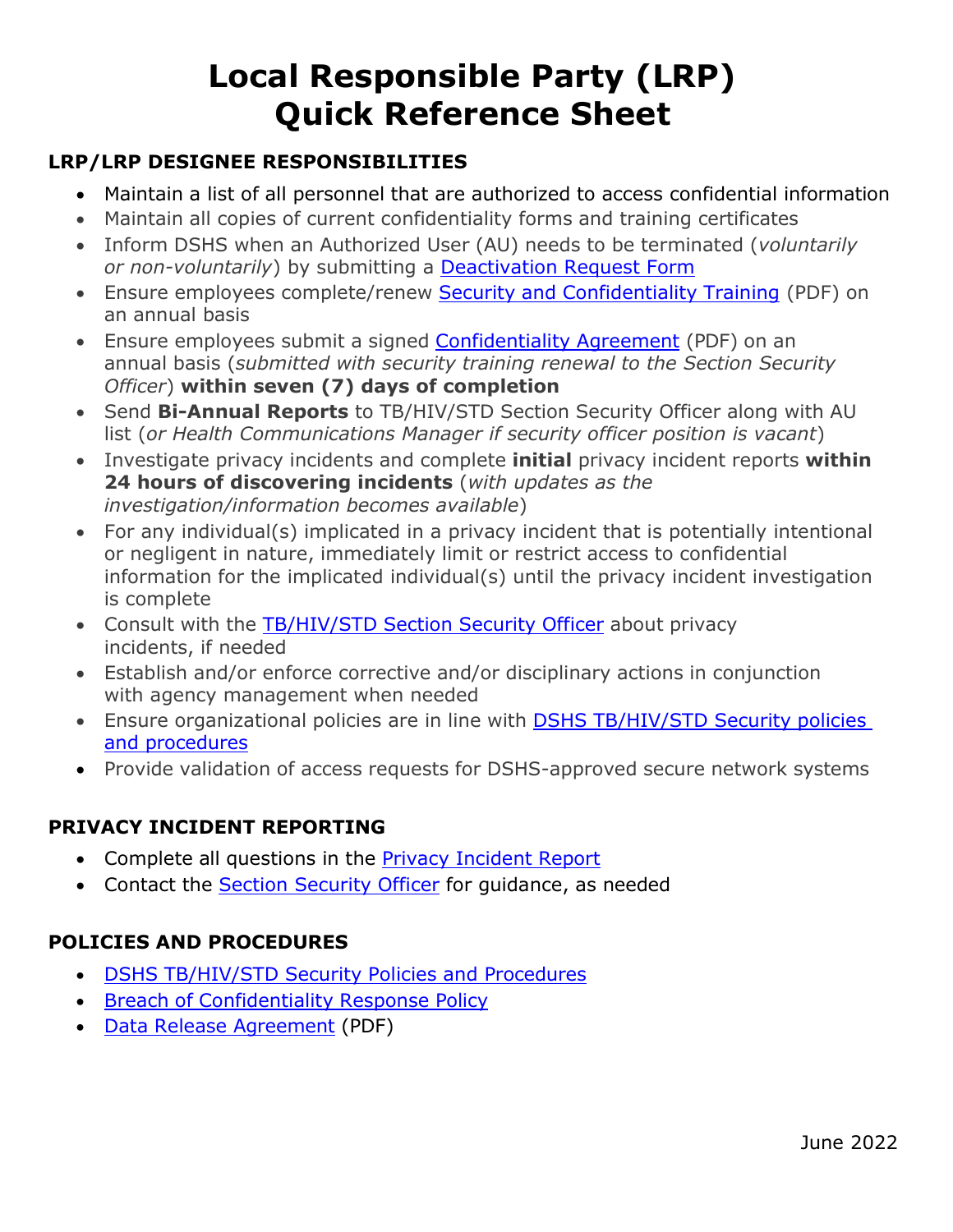# Local Responsible Party (LRP) Quick Reference Sheet

## LRP/LRP DESIGNEE RESPONSIBILITIES

- Maintain a list of all personnel that are authorized to access confidential information
- Maintain all copies of current confidentiality forms and training certificates
- Inform DSHS when an Authorized User (AU) needs to be terminated (*voluntarily or non-voluntarily*) by submitting a Deactivation Request Form
- Ensure employees complete/renew Security and Confidentiality Training (PDF) on an annual basis
- Ensure employees submit a signed Confidentiality Agreement (PDF) on an annual basis (*submitted with security training renewal to the Section Security Officer*) **within seven (7) days of completion**
- Send **Bi-Annual Reports** to TB/HIV/STD Section Security Officer along with AU list (*or Health Communications Manager if security officer position is vacant*)
- Investigate privacy incidents and complete **initial** privacy incident reports **within 24 hours of discovering incidents** (*with updates as the investigation/information becomes available*)
- For any individual(s) implicated in a privacy incident that is potentially intentional or negligent in nature, immediately limit or restrict access to confidential information for the implicated individual(s) until the privacy incident investigation is complete
- Consult with the TB/HIV/STD Section Security Officer about privacy incidents, if needed
- Establish and/or enforce corrective and/or disciplinary actions in conjunction with agency management when needed
- Ensure organizational policies are in line with DSHS TB/HIV/STD Security policies and procedures
- Provide validation of access requests for DSHS-approved secure network systems

## PRIVACY INCIDENT REPORTING

- Complete all questions in the Privacy Incident Report
- Contact the Section Security Officer for guidance, as needed

## POLICIES AND PROCEDURES

- DSHS TB/HIV/STD Security Policies and Procedures
- Breach of Confidentiality Response Policy
- Data Release Agreement (PDF)

June 2022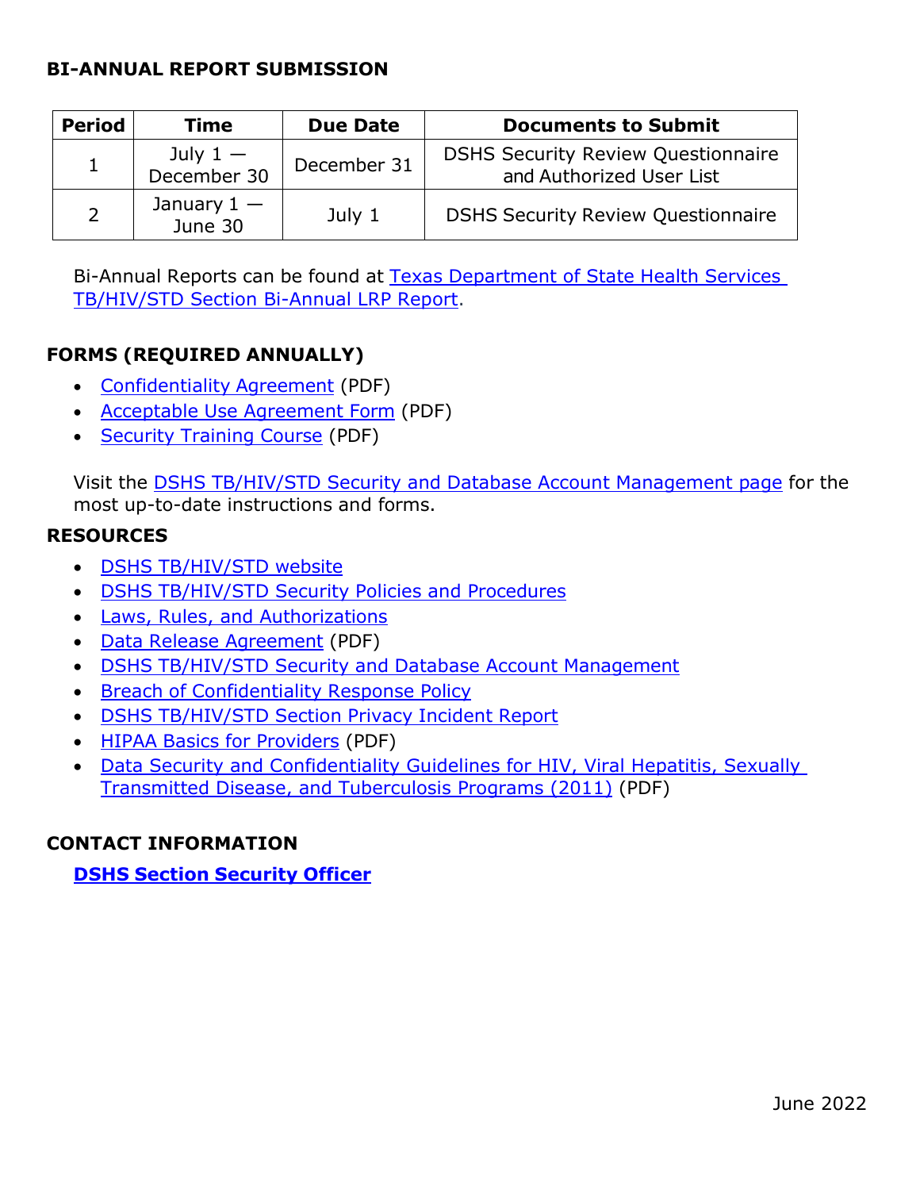## BI-ANNUAL REPORT SUBMISSION

| Period | Time | Due Date | Documents to Submit |
|---|---|---|---|
| 1 | July 1 — December 30 | December 31 | DSHS Security Review Questionnaire and Authorized User List |
| 2 | January 1 — June 30 | July 1 | DSHS Security Review Questionnaire |

Bi-Annual Reports can be found at Texas Department of State Health Services TB/HIV/STD Section Bi-Annual LRP Report.

## FORMS (REQUIRED ANNUALLY)

- Confidentiality Agreement (PDF)
- Acceptable Use Agreement Form (PDF)
- Security Training Course (PDF)

Visit the DSHS TB/HIV/STD Security and Database Account Management page for the most up-to-date instructions and forms.

## RESOURCES

- DSHS TB/HIV/STD website
- DSHS TB/HIV/STD Security Policies and Procedures
- Laws, Rules, and Authorizations
- Data Release Agreement (PDF)
- DSHS TB/HIV/STD Security and Database Account Management
- Breach of Confidentiality Response Policy
- DSHS TB/HIV/STD Section Privacy Incident Report
- HIPAA Basics for Providers (PDF)
- Data Security and Confidentiality Guidelines for HIV, Viral Hepatitis, Sexually Transmitted Disease, and Tuberculosis Programs (2011) (PDF)

## CONTACT INFORMATION

**DSHS Section Security Officer**

June 2022